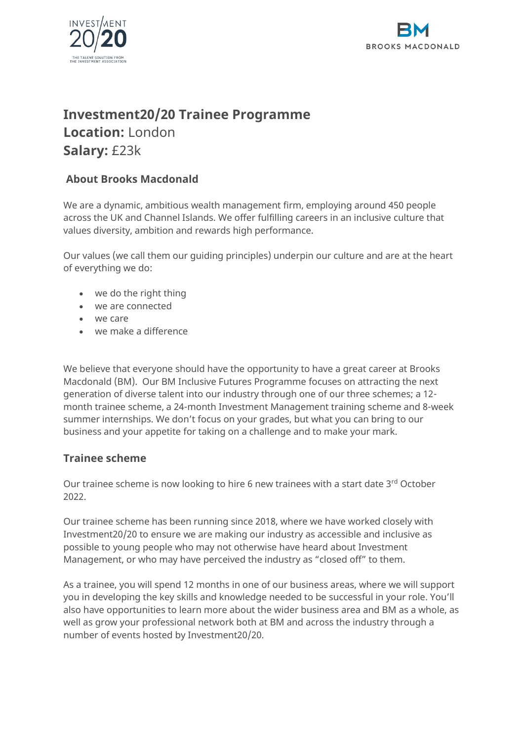# Investment20/20 Trainee Programme

**Location:** London

**Salary:** £23k

## About Brooks Macdonald

We are a dynamic, ambitious wealth management firm, employing around 450 people across the UK and Channel Islands. We offer fulfilling careers in an inclusive culture that values diversity, ambition and rewards high performance.

Our values (we call them our guiding principles) underpin our culture and are at the heart of everything we do:

- we do the right thing
- we are connected
- we care
- we make a difference

We believe that everyone should have the opportunity to have a great career at Brooks Macdonald (BM). Our BM Inclusive Futures Programme focuses on attracting the next generation of diverse talent into our industry through one of our three schemes; a 12-month trainee scheme, a 24-month Investment Management training scheme and 8-week summer internships. We don't focus on your grades, but what you can bring to our business and your appetite for taking on a challenge and to make your mark.

## Trainee scheme

Our trainee scheme is now looking to hire 6 new trainees with a start date 3rd October 2022.

Our trainee scheme has been running since 2018, where we have worked closely with Investment20/20 to ensure we are making our industry as accessible and inclusive as possible to young people who may not otherwise have heard about Investment Management, or who may have perceived the industry as "closed off" to them.

As a trainee, you will spend 12 months in one of our business areas, where we will support you in developing the key skills and knowledge needed to be successful in your role. You'll also have opportunities to learn more about the wider business area and BM as a whole, as well as grow your professional network both at BM and across the industry through a number of events hosted by Investment20/20.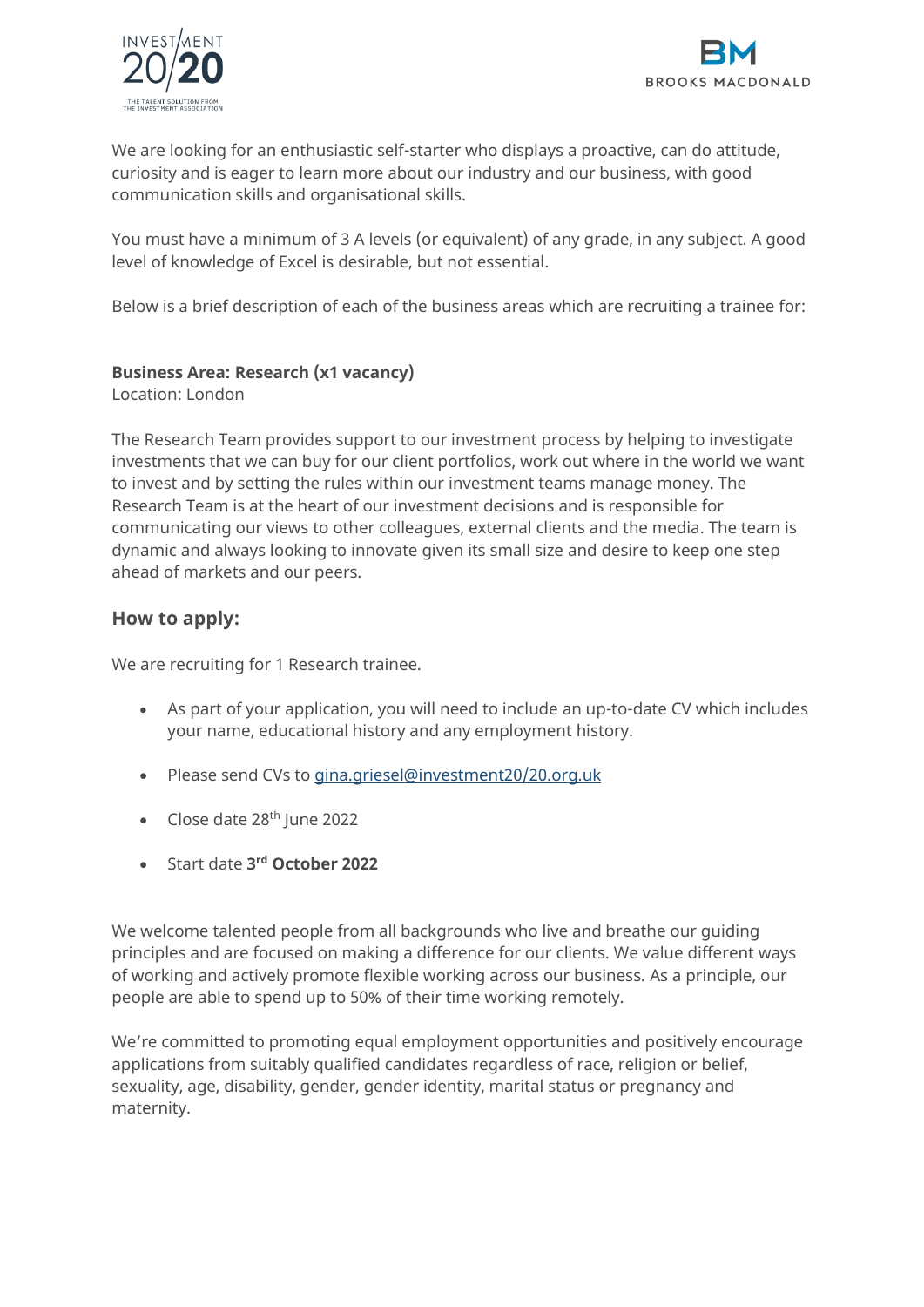We are looking for an enthusiastic self-starter who displays a proactive, can do attitude, curiosity and is eager to learn more about our industry and our business, with good communication skills and organisational skills.

You must have a minimum of 3 A levels (or equivalent) of any grade, in any subject. A good level of knowledge of Excel is desirable, but not essential.

Below is a brief description of each of the business areas which are recruiting a trainee for:

**Business Area: Research (x1 vacancy)**
Location: London

The Research Team provides support to our investment process by helping to investigate investments that we can buy for our client portfolios, work out where in the world we want to invest and by setting the rules within our investment teams manage money. The Research Team is at the heart of our investment decisions and is responsible for communicating our views to other colleagues, external clients and the media. The team is dynamic and always looking to innovate given its small size and desire to keep one step ahead of markets and our peers.

## How to apply:

We are recruiting for 1 Research trainee.

- As part of your application, you will need to include an up-to-date CV which includes your name, educational history and any employment history.
- Please send CVs to gina.griesel@investment20/20.org.uk
- Close date 28th June 2022
- Start date **3rd October 2022**

We welcome talented people from all backgrounds who live and breathe our guiding principles and are focused on making a difference for our clients. We value different ways of working and actively promote flexible working across our business. As a principle, our people are able to spend up to 50% of their time working remotely.

We're committed to promoting equal employment opportunities and positively encourage applications from suitably qualified candidates regardless of race, religion or belief, sexuality, age, disability, gender, gender identity, marital status or pregnancy and maternity.